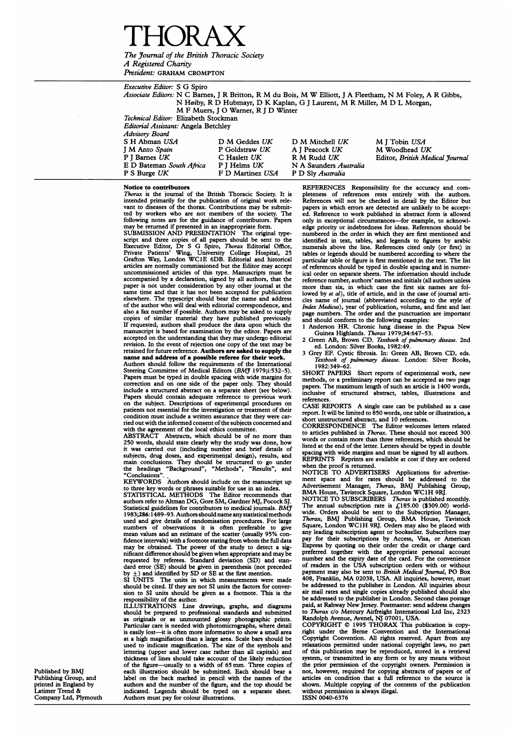# THORAX

*The Journal of the British Thoracic Society*
*A Registered Charity*
*President:* GRAHAM CROMPTON

*Executive Editor:* S G Spiro

*Associate Editors:* N C Barnes, J R Britton, R M du Bois, M W Elliott, J A Fleetham, N M Foley, A R Gibbs, N Høiby, R D Hubmayr, D K Kaplan, G J Laurent, M R Miller, M D L Morgan, M F Muers, J O Warner, R J D Winter

*Technical Editor:* Elizabeth Stockman

*Editorial Assistant:* Angela Betchley

*Advisory Board*

| | | | |
|---|---|---|---|
| S H Abman *USA* | D M Geddes *UK* | D M Mitchell *UK* | M J Tobin *USA* |
| J M Anto *Spain* | P Goldstraw *UK* | A J Peacock *UK* | M Woodhead *UK* |
| P J Barnes *UK* | C Haslett *UK* | R M Rudd *UK* | Editor, *British Medical Journal* |
| E D Bateman *South Africa* | P J Helms *UK* | N A Saunders *Australia* | |
| P S Burge *UK* | F D Martinez *USA* | P D Sly *Australia* | |

## Notice to contributors

*Thorax* is the journal of the British Thoracic Society. It is intended primarily for the publication of original work relevant to diseases of the thorax. Contributions may be submitted by workers who are not members of the society. The following notes are for the guidance of contributors. Papers may be returned if presented in an inappropriate form.

SUBMISSION AND PRESENTATION The original typescript and three copies of all papers should be sent to the Executive Editor, Dr S G Spiro, *Thorax* Editorial Office, Private Patients' Wing, University College Hospital, 25 Grafton Way, London WC1E 6DB. Editorial and historical articles are normally commissioned but the Editor may accept uncommissioned articles of this type. Manuscripts must be accompanied by a declaration, signed by all authors, that the paper is not under consideration by any other journal at the same time and that it has not been accepted for publication elsewhere. The typescript should bear the name and address of the author who will deal with editorial correspondence, and also a fax number if possible. Authors may be asked to supply copies of similar material they have published previously. If requested, authors shall produce the data upon which the manuscript is based for examination by the editor. Papers are accepted on the understanding that they may undergo editorial revision. In the event of rejection one copy of the text may be retained for future reference. **Authors are asked to supply the name and address of a possible referee for their work.**

Authors should follow the requirements of the International Steering Committee of Medical Editors (*BMJ* 1979;i:532–5). Papers must be typed in double spacing with wide margins for correction and on one side of the paper only. They should include a structured abstract on a separate sheet (see below). Papers should contain adequate reference to previous work on the subject. Descriptions of experimental procedures on patients not essential for the investigation or treatment of their condition must include a written assurance that they were carried out with the informed consent of the subjects concerned and with the agreement of the local ethics committee.

ABSTRACT Abstracts, which should be of no more than 250 words, should state clearly why the study was done, how it was carried out (including number and brief details of subjects, drug doses, and experimental design), results, and main conclusions. They should be structured to go under the headings "Background", "Methods", "Results", and "Conclusions".

KEYWORDS Authors should include on the manuscript up to three key words or phrases suitable for use in an index.

STATISTICAL METHODS The Editor recommends that authors refer to Altman DG, Gore SM, Gardner MJ, Pocock SJ. Statistical guidelines for contributors to medical journals. *BMJ* 1983;**286**:1489–93. Authors should name any statistical methods used and give details of randomisation procedures. For large numbers of observations it is often preferable to give mean values and an estimate of the scatter (usually 95% confidence intervals) with a footnote stating from whom the full data may be obtained. The power of the study to detect a significant difference should be given when appropriate and may be requested by referees. Standard deviation (SD) and standard error (SE) should be given in parenthesis (not preceded by ±) and identified by SD or SE at the first mention.

SI UNITS The units in which measurements were made should be cited. If they are not SI units the factors for conversion to SI units should be given as a footnote. This is the responsibility of the author.

ILLUSTRATIONS Line drawings, graphs, and diagrams should be prepared to professional standards and submitted as originals or as unmounted glossy photographic prints. Particular care is needed with photomicrographs, where detail is easily lost—it is often more informative to show a small area at a high magnification than a large area. Scale bars should be used to indicate magnification. The size of the symbols and lettering (upper and lower case rather than all capitals) and thickness of lines should take account of the likely reduction of the figure—usually to a width of 65 mm. Three copies of each illustration should be submitted. Each should bear a label on the back marked in pencil with the names of the authors and the number of the figure, and the top should be indicated. Legends should be typed on a separate sheet. Authors must pay for colour illustrations.

REFERENCES Responsibility for the accuracy and completeness of references rests entirely with the authors. References will not be checked in detail by the Editor but papers in which errors are detected are unlikely to be accepted. Reference to work published in abstract form is allowed only in exceptional circumstances—for example, to acknowledge priority or indebtedness for ideas. References should be numbered in the order in which they are first mentioned and identified in text, tables, and legends to figures by arabic numerals above the line. References cited only (or first) in tables or legends should be numbered according to where the particular table or figure is first mentioned in the text. The list of references should be typed in double spacing and in numerical order on separate sheets. The information should include reference number, authors' names and initials (all authors unless more than six, in which case the first six names are followed by *et al*), title of article, and in the case of journal articles name of journal (abbreviated according to the style of *Index Medicus*), year of publication, volume, and first and last page numbers. The order and the punctuation are important and should conform to the following examples:

1 Anderson HR. Chronic lung disease in the Papua New Guinea Highlands. *Thorax* 1979;34:647–53.
2 Green AB, Brown CD. *Textbook of pulmonary disease.* 2nd ed. London: Silver Books, 1982:49.
3 Grey EF. Cystic fibrosis. In: Green AB, Brown CD, eds. *Textbook of pulmonary disease.* London: Silver Books, 1982:349–62.

SHORT PAPERS Short reports of experimental work, new methods, or a preliminary report can be accepted as two page papers. The maximum length of such an article is 1400 words, inclusive of structured abstract, tables, illustrations and references.

CASE REPORTS A single case can be published as a case report. It will be limited to 850 words, one table or illustration, a short unstructured abstract, and 10 references.

CORRESPONDENCE The Editor welcomes letters related to articles published in *Thorax*. These should not exceed 300 words or contain more than three references, which should be listed at the end of the letter. Letters should be typed in double spacing with wide margins and must be signed by all authors.

REPRINTS Reprints are available at cost if they are ordered when the proof is returned.

NOTICE TO ADVERTISERS Applications for advertisement space and for rates should be addressed to the Advertisement Manager, *Thorax*, BMJ Publishing Group, BMA House, Tavistock Square, London WC1H 9JR.

NOTICE TO SUBSCRIBERS *Thorax* is published monthly. The annual subscription rate is £185.00 ($309.00) worldwide. Orders should be sent to the Subscription Manager, *Thorax*, BMJ Publishing Group, BMA House, Tavistock Square, London WC1H 9JR. Orders may also be placed with any leading subscription agent or bookseller. Subscribers may pay for their subscriptions by Access, Visa, or American Express by quoting on their order the credit or charge card preferred together with the appropriate personal account number and the expiry date of the card. For the convenience of readers in the USA subscription orders with or without payment may also be sent to *British Medical Journal*, PO Box 408, Franklin, MA 02038, USA. All inquiries, however, must be addressed to the publisher in London. All inquiries about air mail rates and single copies already published should also be addressed to the publisher in London. Second class postage paid, at Rahway New Jersey. Postmaster: send address changes to *Thorax* c/o Mercury Airfreight International Ltd Inc, 2323 Randolph Avenue, Avenel, NJ 07001, USA.

COPYRIGHT © 1995 THORAX This publication is copyright under the Berne Convention and the International Copyright Convention. All rights reserved. Apart from any relaxations permitted under national copyright laws, no part of this publication may be reproduced, stored in a retrieval system, or transmitted in any form or by any means without the prior permission of the copyright owners. Permission is not, however, required for copying abstracts of papers or of articles on condition that a full reference to the source is shown. Multiple copying of the contents of the publication without permission is always illegal.

ISSN 0040-6376

Published by BMJ Publishing Group, and printed in England by Latimer Trend & Company Ltd, Plymouth